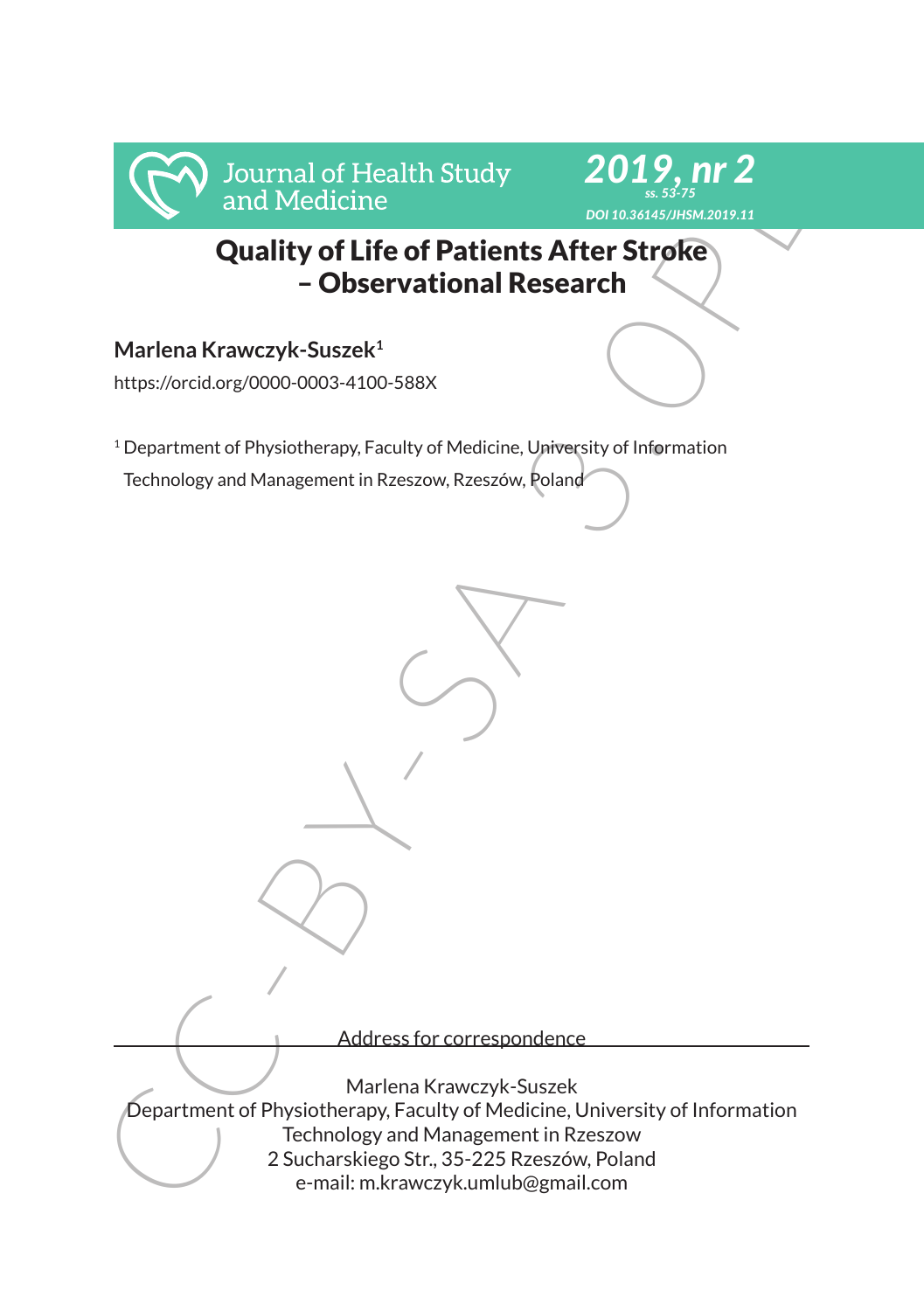# Quality of Life of Patients After Stroke – Observational Research

**Marlena Krawczyk-Suszek**[1]

https://orcid.org/0000-0003-4100-588X

[1] Department of Physiotherapy, Faculty of Medicine, University of Information Technology and Management in Rzeszow, Rzeszów, Poland

Address for correspondence

Marlena Krawczyk-Suszek
Department of Physiotherapy, Faculty of Medicine, University of Information Technology and Management in Rzeszow
2 Sucharskiego Str., 35-225 Rzeszów, Poland
e-mail: m.krawczyk.umlub@gmail.com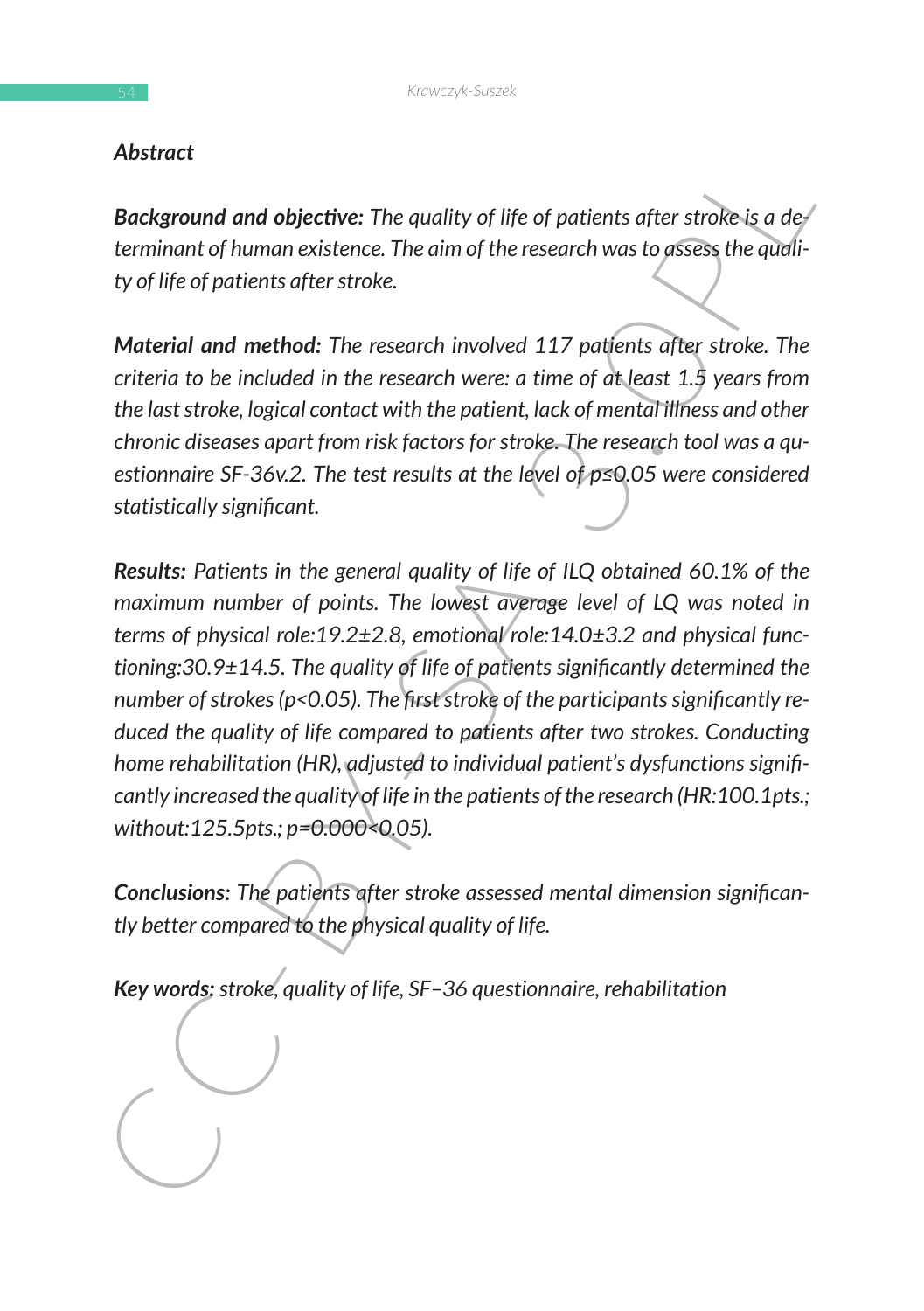## Abstract

***Background and objective:*** *The quality of life of patients after stroke is a determinant of human existence. The aim of the research was to assess the quality of life of patients after stroke.*

***Material and method:*** *The research involved 117 patients after stroke. The criteria to be included in the research were: a time of at least 1.5 years from the last stroke, logical contact with the patient, lack of mental illness and other chronic diseases apart from risk factors for stroke. The research tool was a questionnaire SF-36v.2. The test results at the level of $p \leq 0.05$ were considered statistically significant.*

***Results:*** *Patients in the general quality of life of ILQ obtained 60.1% of the maximum number of points. The lowest average level of LQ was noted in terms of physical role:19.2±2.8, emotional role:14.0±3.2 and physical functioning:30.9±14.5. The quality of life of patients significantly determined the number of strokes ($p<0.05$). The first stroke of the participants significantly reduced the quality of life compared to patients after two strokes. Conducting home rehabilitation (HR), adjusted to individual patient's dysfunctions significantly increased the quality of life in the patients of the research (HR:100.1pts.; without:125.5pts.; $p=0.000<0.05$).*

***Conclusions:*** *The patients after stroke assessed mental dimension significantly better compared to the physical quality of life.*

***Key words:*** *stroke, quality of life, SF–36 questionnaire, rehabilitation*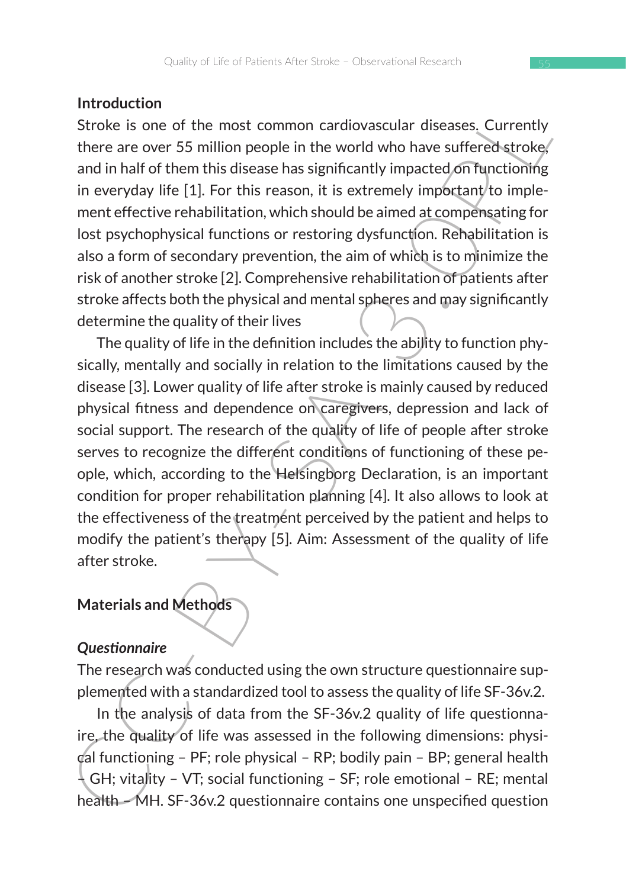## Introduction

Stroke is one of the most common cardiovascular diseases. Currently there are over 55 million people in the world who have suffered stroke, and in half of them this disease has significantly impacted on functioning in everyday life [1]. For this reason, it is extremely important to implement effective rehabilitation, which should be aimed at compensating for lost psychophysical functions or restoring dysfunction. Rehabilitation is also a form of secondary prevention, the aim of which is to minimize the risk of another stroke [2]. Comprehensive rehabilitation of patients after stroke affects both the physical and mental spheres and may significantly determine the quality of their lives

The quality of life in the definition includes the ability to function physically, mentally and socially in relation to the limitations caused by the disease [3]. Lower quality of life after stroke is mainly caused by reduced physical fitness and dependence on caregivers, depression and lack of social support. The research of the quality of life of people after stroke serves to recognize the different conditions of functioning of these people, which, according to the Helsingborg Declaration, is an important condition for proper rehabilitation planning [4]. It also allows to look at the effectiveness of the treatment perceived by the patient and helps to modify the patient's therapy [5]. Aim: Assessment of the quality of life after stroke.

## Materials and Methods

### *Questionnaire*

The research was conducted using the own structure questionnaire supplemented with a standardized tool to assess the quality of life SF-36v.2.

In the analysis of data from the SF-36v.2 quality of life questionnaire, the quality of life was assessed in the following dimensions: physical functioning – PF; role physical – RP; bodily pain – BP; general health – GH; vitality – VT; social functioning – SF; role emotional – RE; mental health – MH. SF-36v.2 questionnaire contains one unspecified question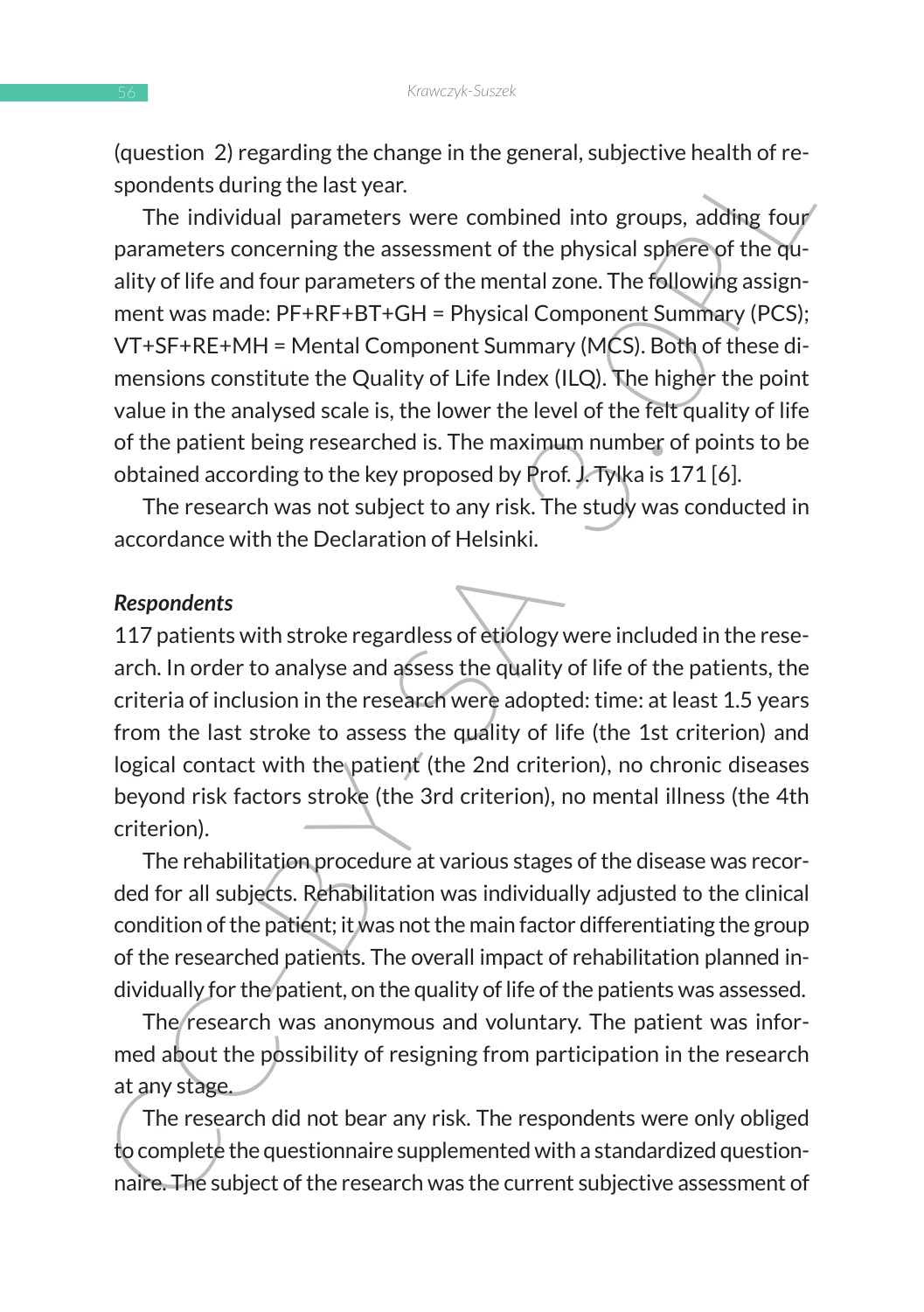(question 2) regarding the change in the general, subjective health of respondents during the last year.

The individual parameters were combined into groups, adding four parameters concerning the assessment of the physical sphere of the quality of life and four parameters of the mental zone. The following assignment was made: PF+RF+BT+GH = Physical Component Summary (PCS); VT+SF+RE+MH = Mental Component Summary (MCS). Both of these dimensions constitute the Quality of Life Index (ILQ). The higher the point value in the analysed scale is, the lower the level of the felt quality of life of the patient being researched is. The maximum number of points to be obtained according to the key proposed by Prof. J. Tylka is 171 [6].

The research was not subject to any risk. The study was conducted in accordance with the Declaration of Helsinki.

***Respondents***

117 patients with stroke regardless of etiology were included in the research. In order to analyse and assess the quality of life of the patients, the criteria of inclusion in the research were adopted: time: at least 1.5 years from the last stroke to assess the quality of life (the 1st criterion) and logical contact with the patient (the 2nd criterion), no chronic diseases beyond risk factors stroke (the 3rd criterion), no mental illness (the 4th criterion).

The rehabilitation procedure at various stages of the disease was recorded for all subjects. Rehabilitation was individually adjusted to the clinical condition of the patient; it was not the main factor differentiating the group of the researched patients. The overall impact of rehabilitation planned individually for the patient, on the quality of life of the patients was assessed.

The research was anonymous and voluntary. The patient was informed about the possibility of resigning from participation in the research at any stage.

The research did not bear any risk. The respondents were only obliged to complete the questionnaire supplemented with a standardized questionnaire. The subject of the research was the current subjective assessment of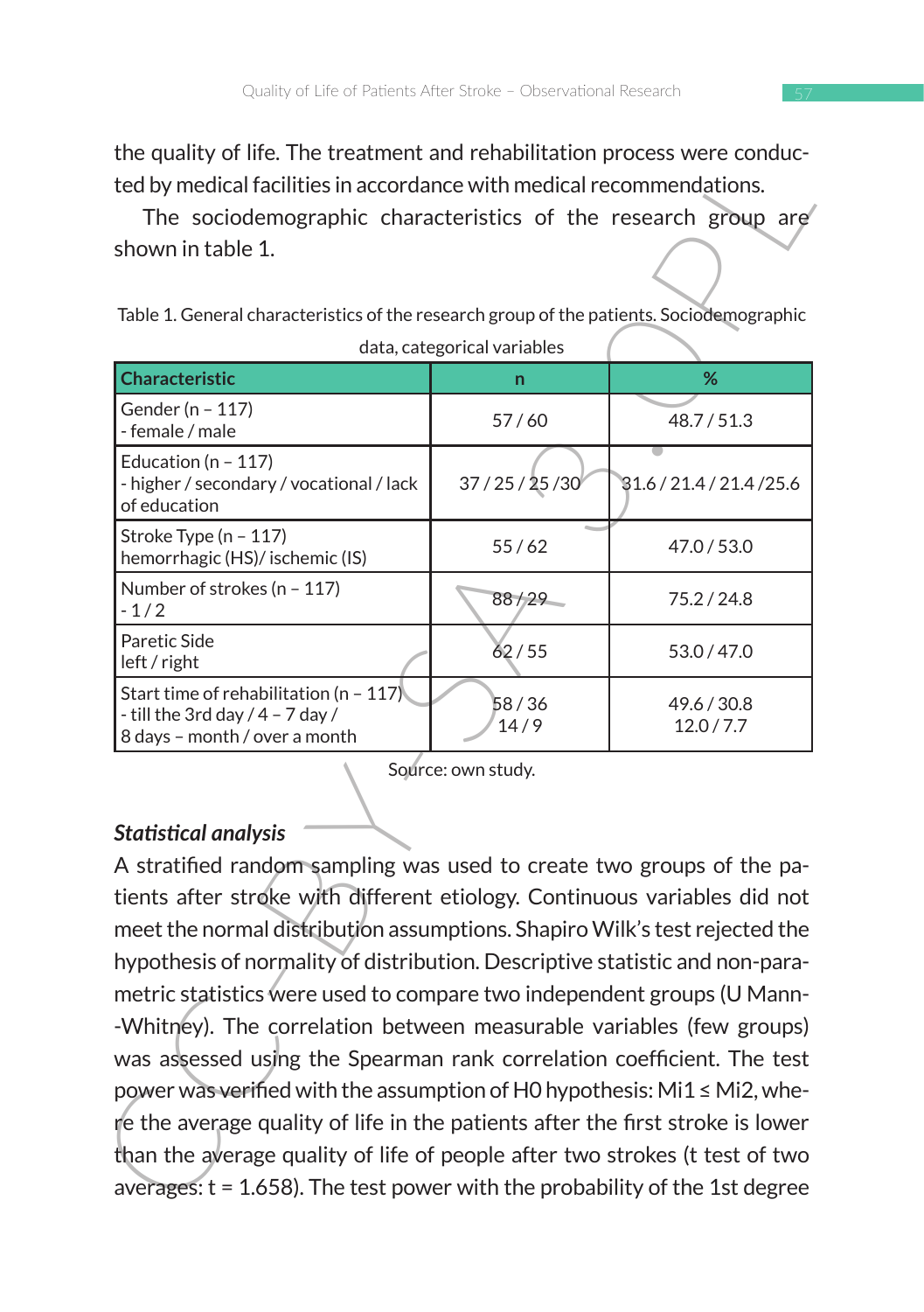the quality of life. The treatment and rehabilitation process were conducted by medical facilities in accordance with medical recommendations.

The sociodemographic characteristics of the research group are shown in table 1.

Table 1. General characteristics of the research group of the patients. Sociodemographic data, categorical variables

| Characteristic | n | % |
|---|---|---|
| Gender (n – 117)<br>- female / male | 57 / 60 | 48.7 / 51.3 |
| Education (n – 117)<br>- higher / secondary / vocational / lack of education | 37 / 25 / 25 /30 | 31.6 / 21.4 / 21.4 /25.6 |
| Stroke Type (n – 117)<br>hemorrhagic (HS)/ ischemic (IS) | 55 / 62 | 47.0 / 53.0 |
| Number of strokes (n – 117)<br>- 1 / 2 | 88 / 29 | 75.2 / 24.8 |
| Paretic Side<br>left / right | 62 / 55 | 53.0 / 47.0 |
| Start time of rehabilitation (n – 117)<br>- till the 3rd day / 4 – 7 day /<br>8 days – month / over a month | 58 / 36<br>14 / 9 | 49.6 / 30.8<br>12.0 / 7.7 |

Source: own study.

### *Statistical analysis*

A stratified random sampling was used to create two groups of the patients after stroke with different etiology. Continuous variables did not meet the normal distribution assumptions. Shapiro Wilk's test rejected the hypothesis of normality of distribution. Descriptive statistic and non-parametric statistics were used to compare two independent groups (U Mann-Whitney). The correlation between measurable variables (few groups) was assessed using the Spearman rank correlation coefficient. The test power was verified with the assumption of H0 hypothesis: $Mi1 \leq Mi2$, where the average quality of life in the patients after the first stroke is lower than the average quality of life of people after two strokes (t test of two averages: $t = 1.658$). The test power with the probability of the 1st degree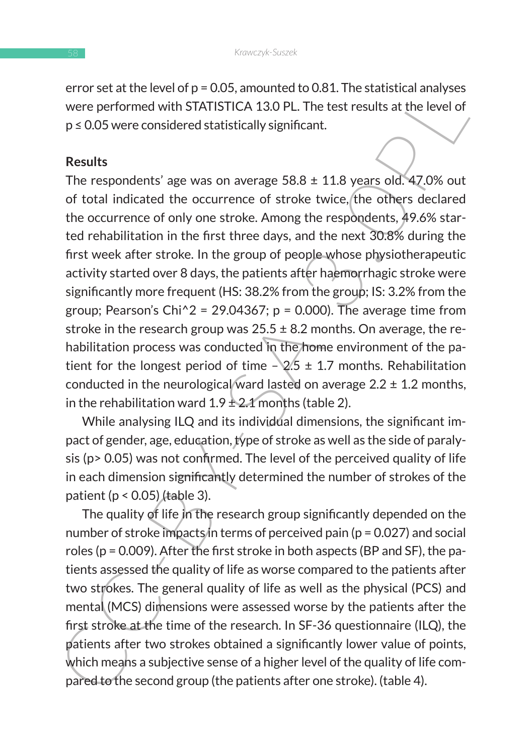error set at the level of $p = 0.05$, amounted to 0.81. The statistical analyses were performed with STATISTICA 13.0 PL. The test results at the level of $p \leq 0.05$ were considered statistically significant.

## Results

The respondents' age was on average 58.8 ± 11.8 years old. 47.0% out of total indicated the occurrence of stroke twice, the others declared the occurrence of only one stroke. Among the respondents, 49.6% started rehabilitation in the first three days, and the next 30.8% during the first week after stroke. In the group of people whose physiotherapeutic activity started over 8 days, the patients after haemorrhagic stroke were significantly more frequent (HS: 38.2% from the group; IS: 3.2% from the group; Pearson's $Chi^2 = 29.04367$; $p = 0.000$). The average time from stroke in the research group was 25.5 ± 8.2 months. On average, the rehabilitation process was conducted in the home environment of the patient for the longest period of time – 2.5 ± 1.7 months. Rehabilitation conducted in the neurological ward lasted on average 2.2 ± 1.2 months, in the rehabilitation ward 1.9 ± 2.1 months (table 2).

While analysing ILQ and its individual dimensions, the significant impact of gender, age, education, type of stroke as well as the side of paralysis ($p > 0.05$) was not confirmed. The level of the perceived quality of life in each dimension significantly determined the number of strokes of the patient ($p < 0.05$) (table 3).

The quality of life in the research group significantly depended on the number of stroke impacts in terms of perceived pain ($p = 0.027$) and social roles ($p = 0.009$). After the first stroke in both aspects (BP and SF), the patients assessed the quality of life as worse compared to the patients after two strokes. The general quality of life as well as the physical (PCS) and mental (MCS) dimensions were assessed worse by the patients after the first stroke at the time of the research. In SF-36 questionnaire (ILQ), the patients after two strokes obtained a significantly lower value of points, which means a subjective sense of a higher level of the quality of life compared to the second group (the patients after one stroke). (table 4).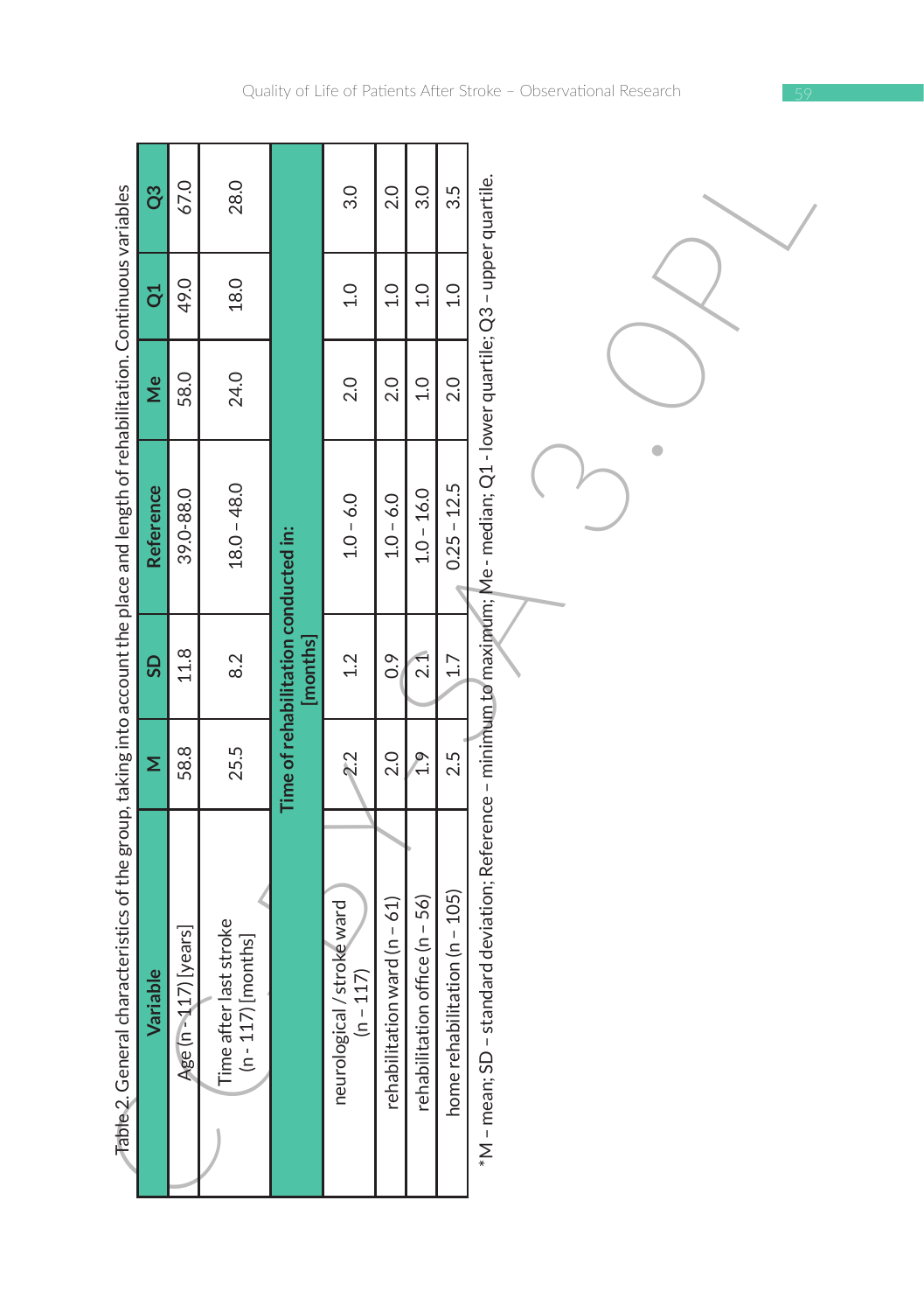Table 2. General characteristics of the group, taking into account the place and length of rehabilitation. Continuous variables

| Variable | M | SD | Reference | Me | Q1 | Q3 |
|---|---|---|---|---|---|---|
| Age (n - 117) [years] | 58.8 | 11.8 | 39.0-88.0 | 58.0 | 49.0 | 67.0 |
| Time after last stroke (n - 117) [months] | 25.5 | 8.2 | 18.0 – 48.0 | 24.0 | 18.0 | 28.0 |
| **Time of rehabilitation conducted in: [months]** | | | | | | |
| neurological / stroke ward (n – 117) | 2.2 | 1.2 | 1.0 – 6.0 | 2.0 | 1.0 | 3.0 |
| rehabilitation ward (n – 61) | 2.0 | 0.9 | 1.0 – 6.0 | 2.0 | 1.0 | 2.0 |
| rehabilitation office (n – 56) | 1.9 | 2.1 | 1.0 – 16.0 | 1.0 | 1.0 | 3.0 |
| home rehabilitation (n – 105) | 2.5 | 1.7 | 0.25 – 12.5 | 2.0 | 1.0 | 3.5 |

*M – mean; SD – standard deviation; Reference – minimum to maximum; Me - median; Q1 - lower quartile; Q3 – upper quartile.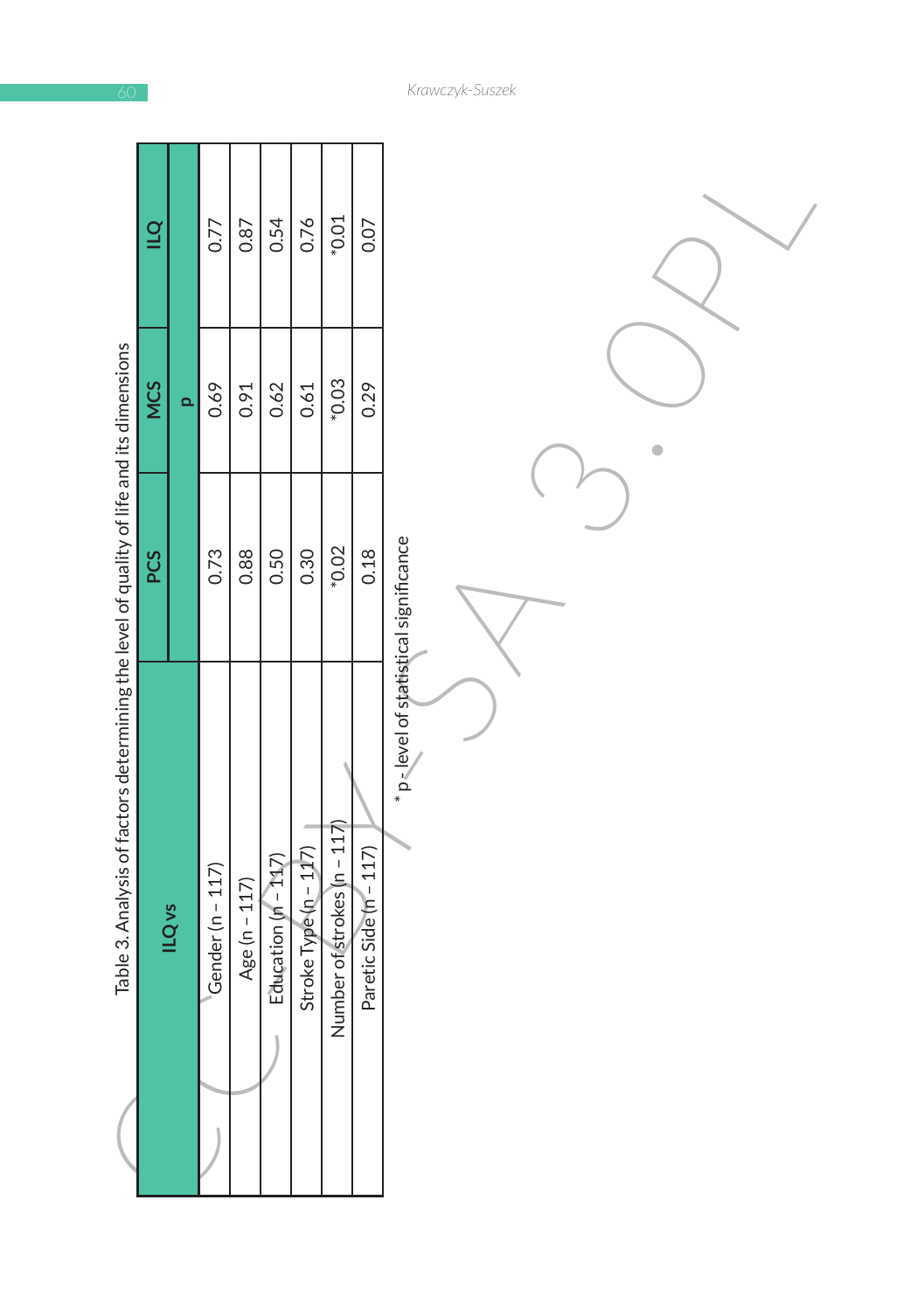Table 3. Analysis of factors determining the level of quality of life and its dimensions

| ILQ vs | PCS | MCS | ILQ |
|---|---|---|---|
| | p | | |
| Gender (n – 117) | 0.73 | 0.69 | 0.77 |
| Age (n – 117) | 0.88 | 0.91 | 0.87 |
| Education (n – 117) | 0.50 | 0.62 | 0.54 |
| Stroke Type (n – 117) | 0.30 | 0.61 | 0.76 |
| Number of strokes (n – 117) | *0.02 | *0.03 | *0.01 |
| Paretic Side (n – 117) | 0.18 | 0.29 | 0.07 |

* p - level of statistical significance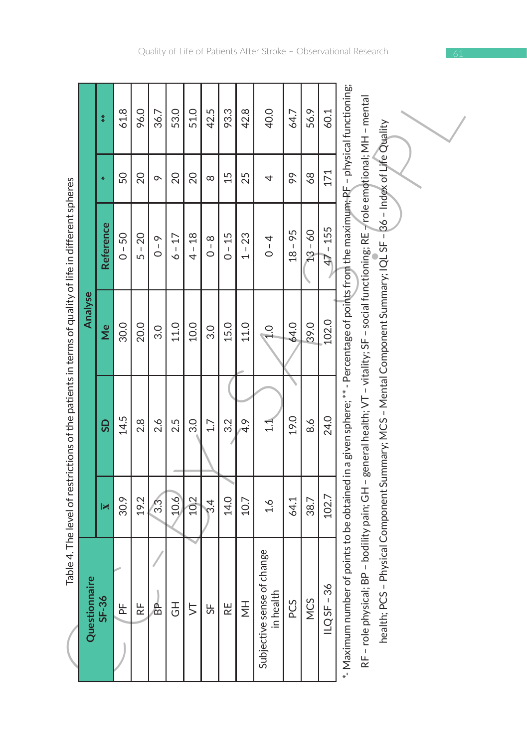Table 4. The level of restrictions of the patients in terms of quality of life in different spheres

| Questionnaire SF-36 | Analyse | | | | | |
|---|---|---|---|---|---|---|
| | $\bar{x}$ | SD | Me | Reference | * | ** |
| PF | 30.9 | 14.5 | 30.0 | 0 – 50 | 50 | 61.8 |
| RF | 19.2 | 2.8 | 20.0 | 5 – 20 | 20 | 96.0 |
| BP | 3.3 | 2.6 | 3.0 | 0 – 9 | 9 | 36.7 |
| GH | 10.6 | 2.5 | 11.0 | 6 – 17 | 20 | 53.0 |
| VT | 10.2 | 3.0 | 10.0 | 4 – 18 | 20 | 51.0 |
| SF | 3.4 | 1.7 | 3.0 | 0 – 8 | 8 | 42.5 |
| RE | 14.0 | 3.2 | 15.0 | 0 – 15 | 15 | 93.3 |
| MH | 10.7 | 4.9 | 11.0 | 1 – 23 | 25 | 42.8 |
| Subjective sense of change in health | 1.6 | 1.1 | 1.0 | 0 – 4 | 4 | 40.0 |
| PCS | 64.1 | 19.0 | 64.0 | 18 – 95 | 99 | 64.7 |
| MCS | 38.7 | 8.6 | 39.0 | 13 – 60 | 68 | 56.9 |
| ILQ SF – 36 | 102.7 | 24.0 | 102.0 | 47 – 155 | 171 | 60.1 |

*- Maximum number of points to be obtained in a given sphere; ** - Percentage of points from the maximum; PF – physical functioning; RF – role physical; BP – bodility pain; GH – general health; VT – vitality; SF – social functioning; RE – role emotional; MH – mental health; PCS – Physical Component Summary; MCS – Mental Component Summary; IQL SF – 36 – Index of Life Quality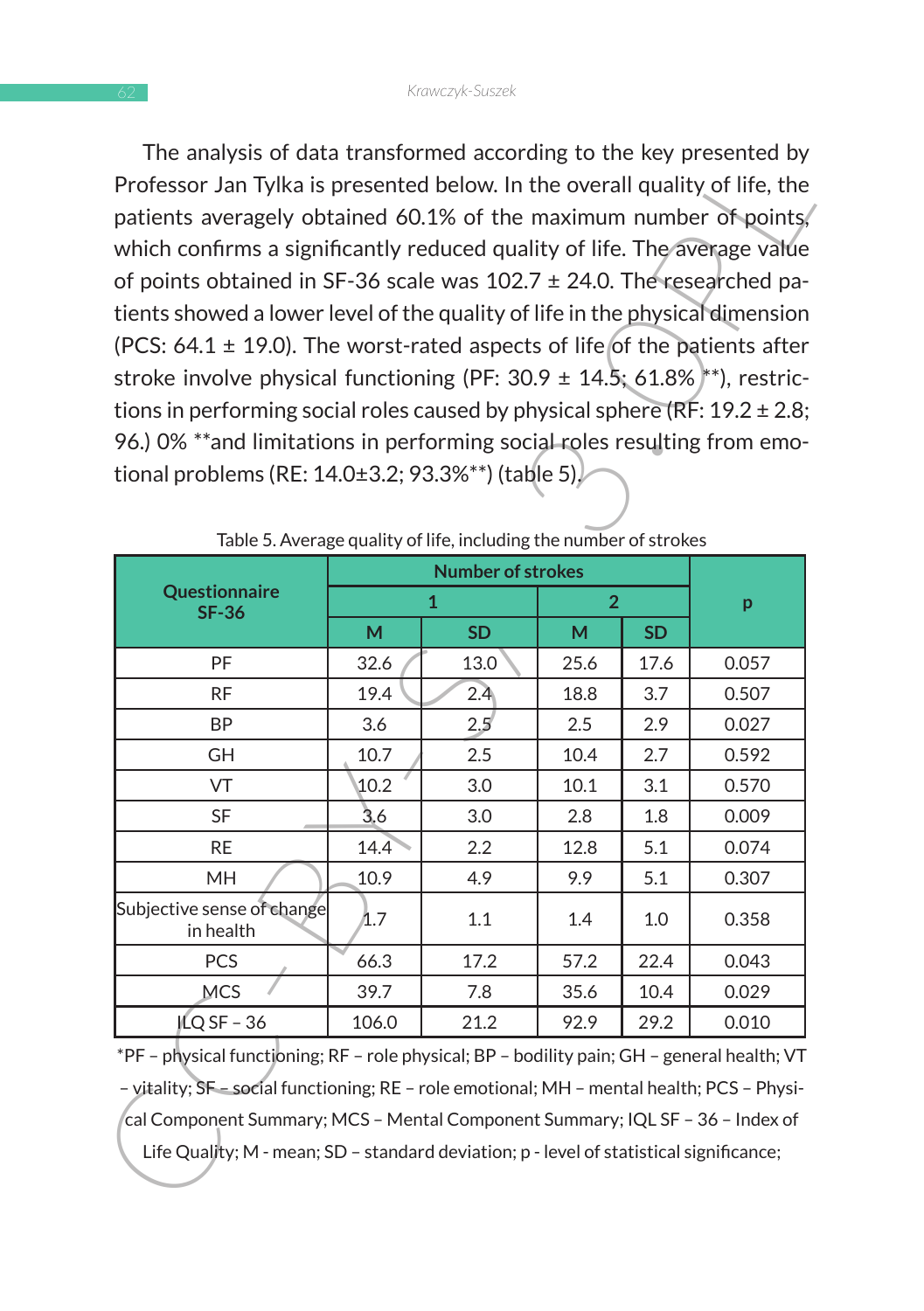The analysis of data transformed according to the key presented by Professor Jan Tylka is presented below. In the overall quality of life, the patients averagely obtained 60.1% of the maximum number of points, which confirms a significantly reduced quality of life. The average value of points obtained in SF-36 scale was 102.7 ± 24.0. The researched patients showed a lower level of the quality of life in the physical dimension (PCS: 64.1 ± 19.0). The worst-rated aspects of life of the patients after stroke involve physical functioning (PF: 30.9 ± 14.5; 61.8% **), restrictions in performing social roles caused by physical sphere (RF: 19.2 ± 2.8; 96.) 0% **and limitations in performing social roles resulting from emotional problems (RE: 14.0±3.2; 93.3%**) (table 5).

Table 5. Average quality of life, including the number of strokes

| Questionnaire SF-36 | Number of strokes | | | | p |
|---|---|---|---|---|---|
| | 1 | | 2 | | |
| | M | SD | M | SD | |
| PF | 32.6 | 13.0 | 25.6 | 17.6 | 0.057 |
| RF | 19.4 | 2.4 | 18.8 | 3.7 | 0.507 |
| BP | 3.6 | 2.5 | 2.5 | 2.9 | 0.027 |
| GH | 10.7 | 2.5 | 10.4 | 2.7 | 0.592 |
| VT | 10.2 | 3.0 | 10.1 | 3.1 | 0.570 |
| SF | 3.6 | 3.0 | 2.8 | 1.8 | 0.009 |
| RE | 14.4 | 2.2 | 12.8 | 5.1 | 0.074 |
| MH | 10.9 | 4.9 | 9.9 | 5.1 | 0.307 |
| Subjective sense of change in health | 1.7 | 1.1 | 1.4 | 1.0 | 0.358 |
| PCS | 66.3 | 17.2 | 57.2 | 22.4 | 0.043 |
| MCS | 39.7 | 7.8 | 35.6 | 10.4 | 0.029 |
| ILQ SF – 36 | 106.0 | 21.2 | 92.9 | 29.2 | 0.010 |

*PF – physical functioning; RF – role physical; BP – bodility pain; GH – general health; VT – vitality; SF – social functioning; RE – role emotional; MH – mental health; PCS – Physical Component Summary; MCS – Mental Component Summary; IQL SF – 36 – Index of Life Quality; M - mean; SD – standard deviation; p - level of statistical significance;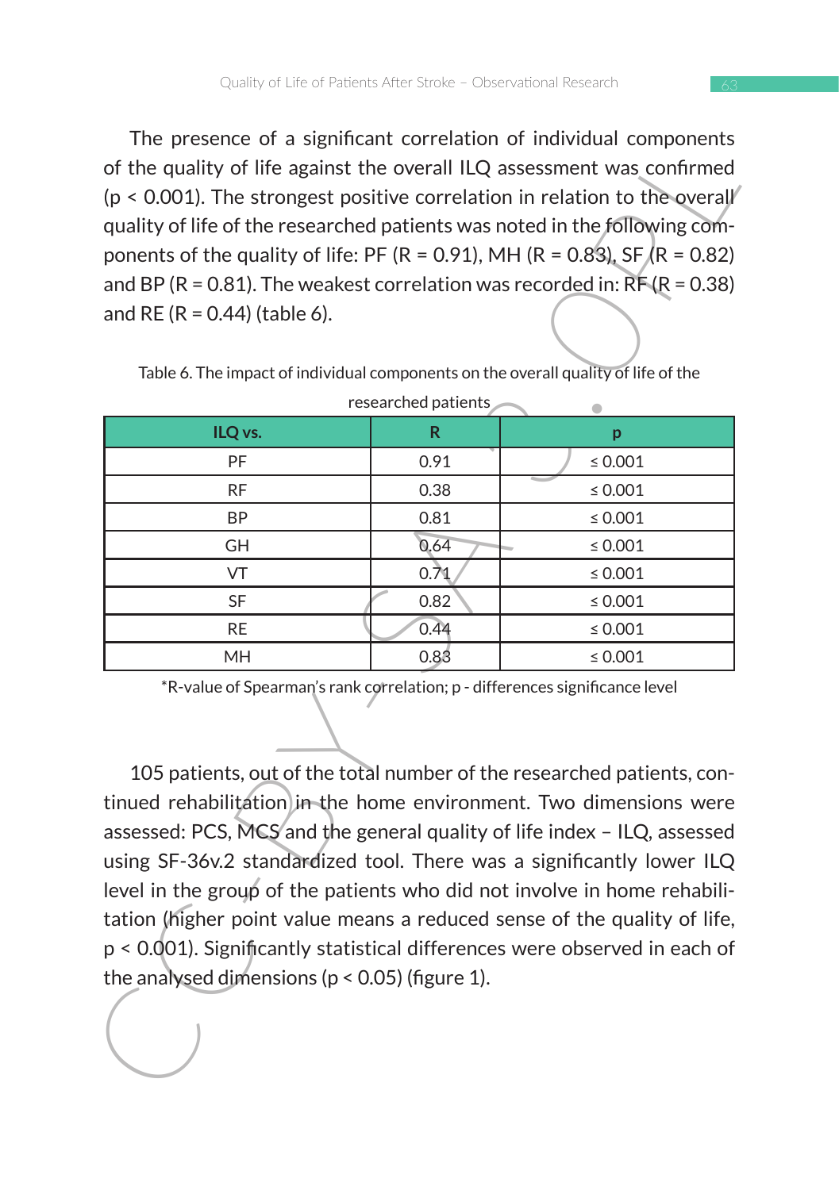The presence of a significant correlation of individual components of the quality of life against the overall ILQ assessment was confirmed ($p < 0.001$). The strongest positive correlation in relation to the overall quality of life of the researched patients was noted in the following components of the quality of life: PF (R = 0.91), MH (R = 0.83), SF (R = 0.82) and BP (R = 0.81). The weakest correlation was recorded in: RF (R = 0.38) and RE (R = 0.44) (table 6).

Table 6. The impact of individual components on the overall quality of life of the researched patients

| ILQ vs. | R | p |
|---|---|---|
| PF | 0.91 | ≤ 0.001 |
| RF | 0.38 | ≤ 0.001 |
| BP | 0.81 | ≤ 0.001 |
| GH | 0.64 | ≤ 0.001 |
| VT | 0.71 | ≤ 0.001 |
| SF | 0.82 | ≤ 0.001 |
| RE | 0.44 | ≤ 0.001 |
| MH | 0.83 | ≤ 0.001 |

*R-value of Spearman's rank correlation; p - differences significance level

105 patients, out of the total number of the researched patients, continued rehabilitation in the home environment. Two dimensions were assessed: PCS, MCS and the general quality of life index – ILQ, assessed using SF-36v.2 standardized tool. There was a significantly lower ILQ level in the group of the patients who did not involve in home rehabilitation (higher point value means a reduced sense of the quality of life, $p < 0.001$). Significantly statistical differences were observed in each of the analysed dimensions ($p < 0.05$) (figure 1).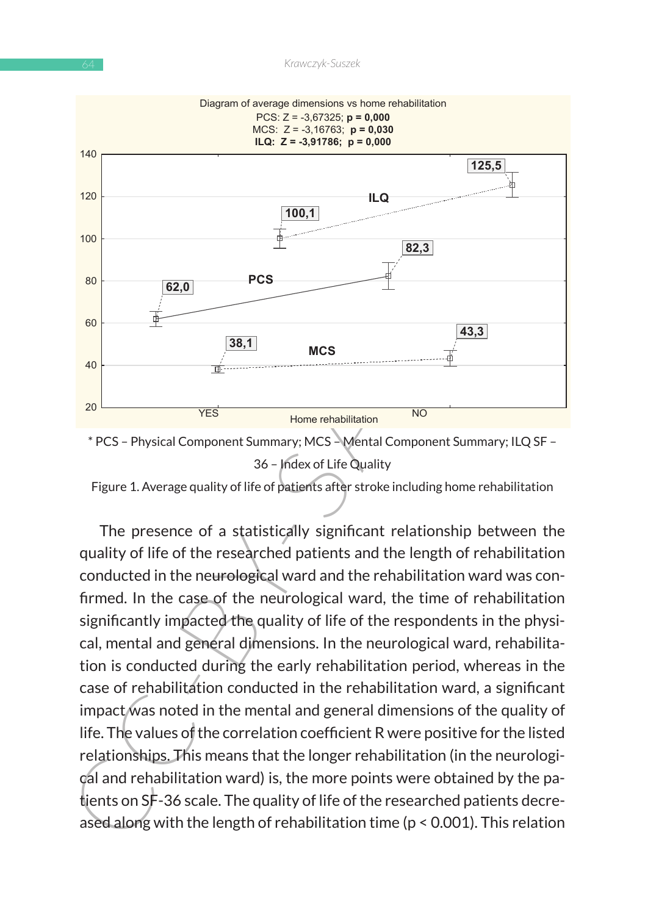Diagram of average dimensions vs home rehabilitation

PCS: Z = -3,67325; **p = 0,000**

MCS: Z = -3,16763; **p = 0,030**

**ILQ: Z = -3,91786; p = 0,000**

| Home rehabilitation | PCS | MCS | ILQ |
|---|---|---|---|
| YES | 62,0 | 38,1 | 100,1 |
| NO | 82,3 | 43,3 | 125,5 |

\* PCS – Physical Component Summary; MCS – Mental Component Summary; ILQ SF – 36 – Index of Life Quality

Figure 1. Average quality of life of patients after stroke including home rehabilitation

The presence of a statistically significant relationship between the quality of life of the researched patients and the length of rehabilitation conducted in the neurological ward and the rehabilitation ward was confirmed. In the case of the neurological ward, the time of rehabilitation significantly impacted the quality of life of the respondents in the physical, mental and general dimensions. In the neurological ward, rehabilitation is conducted during the early rehabilitation period, whereas in the case of rehabilitation conducted in the rehabilitation ward, a significant impact was noted in the mental and general dimensions of the quality of life. The values of the correlation coefficient R were positive for the listed relationships. This means that the longer rehabilitation (in the neurological and rehabilitation ward) is, the more points were obtained by the patients on SF-36 scale. The quality of life of the researched patients decreased along with the length of rehabilitation time ($p < 0.001$). This relation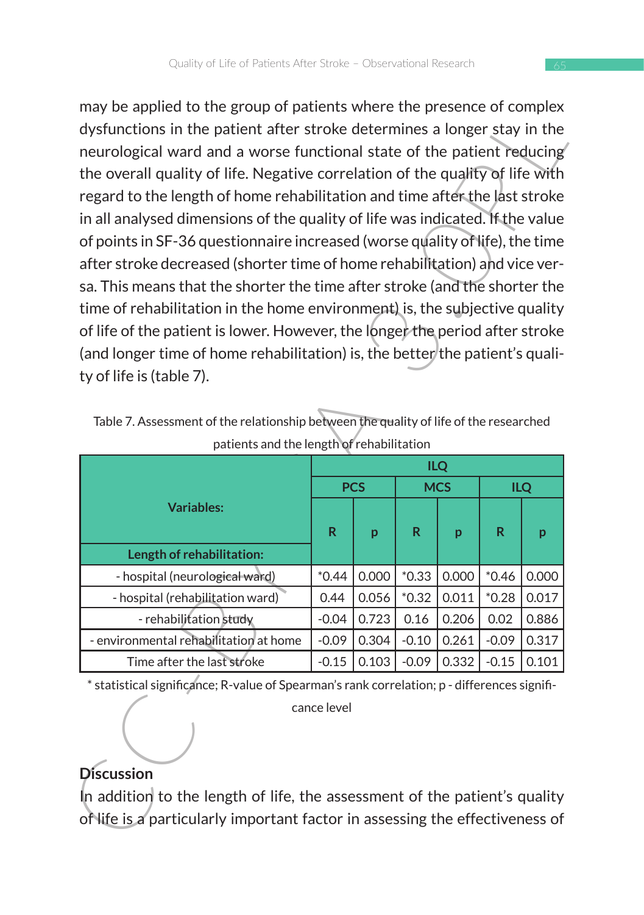may be applied to the group of patients where the presence of complex dysfunctions in the patient after stroke determines a longer stay in the neurological ward and a worse functional state of the patient reducing the overall quality of life. Negative correlation of the quality of life with regard to the length of home rehabilitation and time after the last stroke in all analysed dimensions of the quality of life was indicated. If the value of points in SF-36 questionnaire increased (worse quality of life), the time after stroke decreased (shorter time of home rehabilitation) and vice versa. This means that the shorter the time after stroke (and the shorter the time of rehabilitation in the home environment) is, the subjective quality of life of the patient is lower. However, the longer the period after stroke (and longer time of home rehabilitation) is, the better the patient's quality of life is (table 7).

Table 7. Assessment of the relationship between the quality of life of the researched patients and the length of rehabilitation

| Variables: | ILQ | | | | | |
|---|---|---|---|---|---|---|
| | PCS | | MCS | | ILQ | |
| Length of rehabilitation: | R | p | R | p | R | p |
| - hospital (neurological ward) | *0.44 | 0.000 | *0.33 | 0.000 | *0.46 | 0.000 |
| - hospital (rehabilitation ward) | 0.44 | 0.056 | *0.32 | 0.011 | *0.28 | 0.017 |
| - rehabilitation study | -0.04 | 0.723 | 0.16 | 0.206 | 0.02 | 0.886 |
| - environmental rehabilitation at home | -0.09 | 0.304 | -0.10 | 0.261 | -0.09 | 0.317 |
| Time after the last stroke | -0.15 | 0.103 | -0.09 | 0.332 | -0.15 | 0.101 |

* statistical significance; R-value of Spearman's rank correlation; p - differences significance level

## Discussion

In addition to the length of life, the assessment of the patient's quality of life is a particularly important factor in assessing the effectiveness of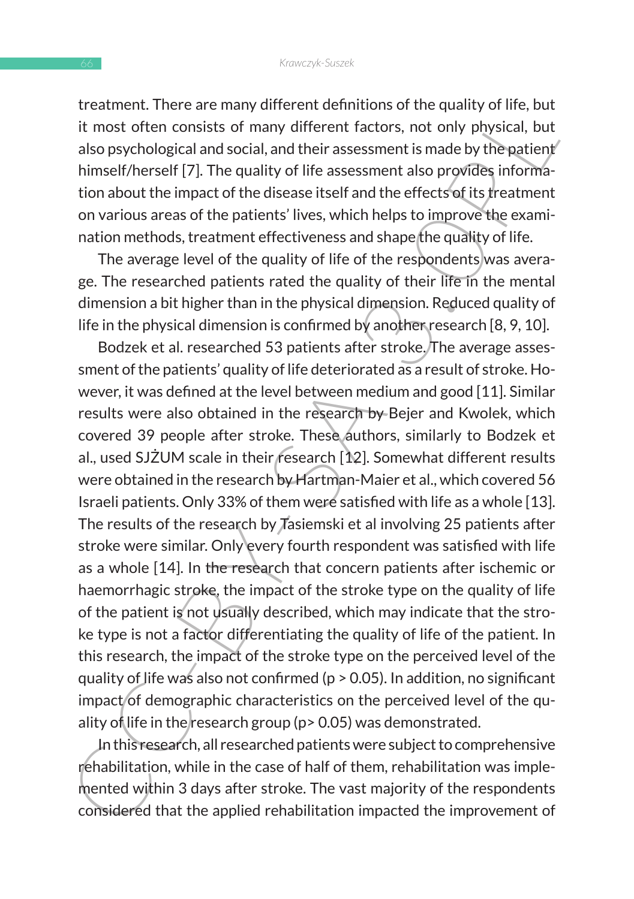treatment. There are many different definitions of the quality of life, but it most often consists of many different factors, not only physical, but also psychological and social, and their assessment is made by the patient himself/herself [7]. The quality of life assessment also provides information about the impact of the disease itself and the effects of its treatment on various areas of the patients' lives, which helps to improve the examination methods, treatment effectiveness and shape the quality of life.

The average level of the quality of life of the respondents was average. The researched patients rated the quality of their life in the mental dimension a bit higher than in the physical dimension. Reduced quality of life in the physical dimension is confirmed by another research [8, 9, 10].

Bodzek et al. researched 53 patients after stroke. The average assessment of the patients' quality of life deteriorated as a result of stroke. However, it was defined at the level between medium and good [11]. Similar results were also obtained in the research by Bejer and Kwolek, which covered 39 people after stroke. These authors, similarly to Bodzek et al., used SJŻUM scale in their research [12]. Somewhat different results were obtained in the research by Hartman-Maier et al., which covered 56 Israeli patients. Only 33% of them were satisfied with life as a whole [13]. The results of the research by Tasiemski et al involving 25 patients after stroke were similar. Only every fourth respondent was satisfied with life as a whole [14]. In the research that concern patients after ischemic or haemorrhagic stroke, the impact of the stroke type on the quality of life of the patient is not usually described, which may indicate that the stroke type is not a factor differentiating the quality of life of the patient. In this research, the impact of the stroke type on the perceived level of the quality of life was also not confirmed ($p > 0.05$). In addition, no significant impact of demographic characteristics on the perceived level of the quality of life in the research group ($p > 0.05$) was demonstrated.

In this research, all researched patients were subject to comprehensive rehabilitation, while in the case of half of them, rehabilitation was implemented within 3 days after stroke. The vast majority of the respondents considered that the applied rehabilitation impacted the improvement of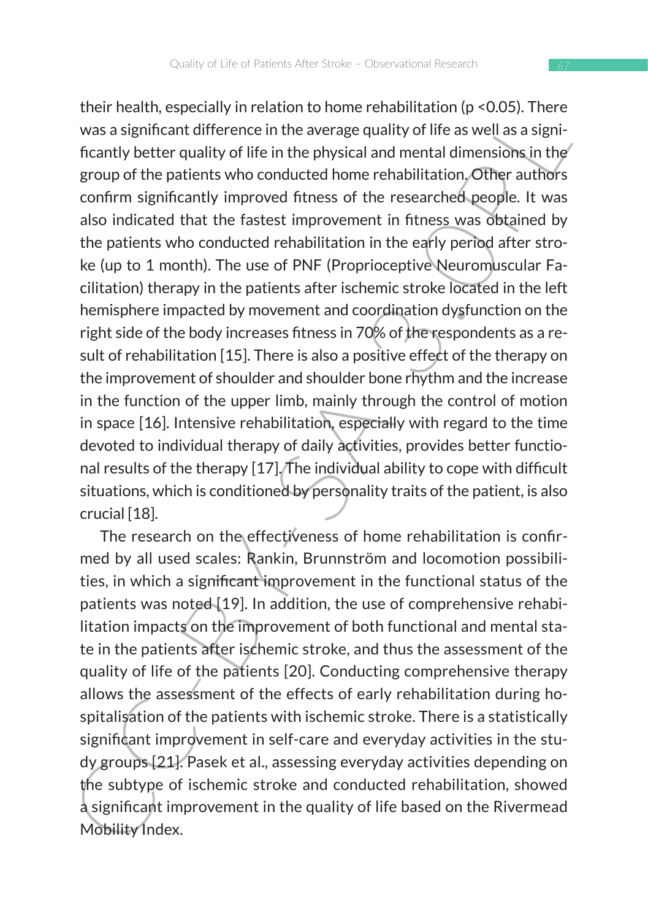their health, especially in relation to home rehabilitation ($p < 0.05$). There was a significant difference in the average quality of life as well as a significantly better quality of life in the physical and mental dimensions in the group of the patients who conducted home rehabilitation. Other authors confirm significantly improved fitness of the researched people. It was also indicated that the fastest improvement in fitness was obtained by the patients who conducted rehabilitation in the early period after stroke (up to 1 month). The use of PNF (Proprioceptive Neuromuscular Facilitation) therapy in the patients after ischemic stroke located in the left hemisphere impacted by movement and coordination dysfunction on the right side of the body increases fitness in 70% of the respondents as a result of rehabilitation [15]. There is also a positive effect of the therapy on the improvement of shoulder and shoulder bone rhythm and the increase in the function of the upper limb, mainly through the control of motion in space [16]. Intensive rehabilitation, especially with regard to the time devoted to individual therapy of daily activities, provides better functional results of the therapy [17]. The individual ability to cope with difficult situations, which is conditioned by personality traits of the patient, is also crucial [18].

The research on the effectiveness of home rehabilitation is confirmed by all used scales: Rankin, Brunnström and locomotion possibilities, in which a significant improvement in the functional status of the patients was noted [19]. In addition, the use of comprehensive rehabilitation impacts on the improvement of both functional and mental state in the patients after ischemic stroke, and thus the assessment of the quality of life of the patients [20]. Conducting comprehensive therapy allows the assessment of the effects of early rehabilitation during hospitalisation of the patients with ischemic stroke. There is a statistically significant improvement in self-care and everyday activities in the study groups [21]. Pasek et al., assessing everyday activities depending on the subtype of ischemic stroke and conducted rehabilitation, showed a significant improvement in the quality of life based on the Rivermead Mobility Index.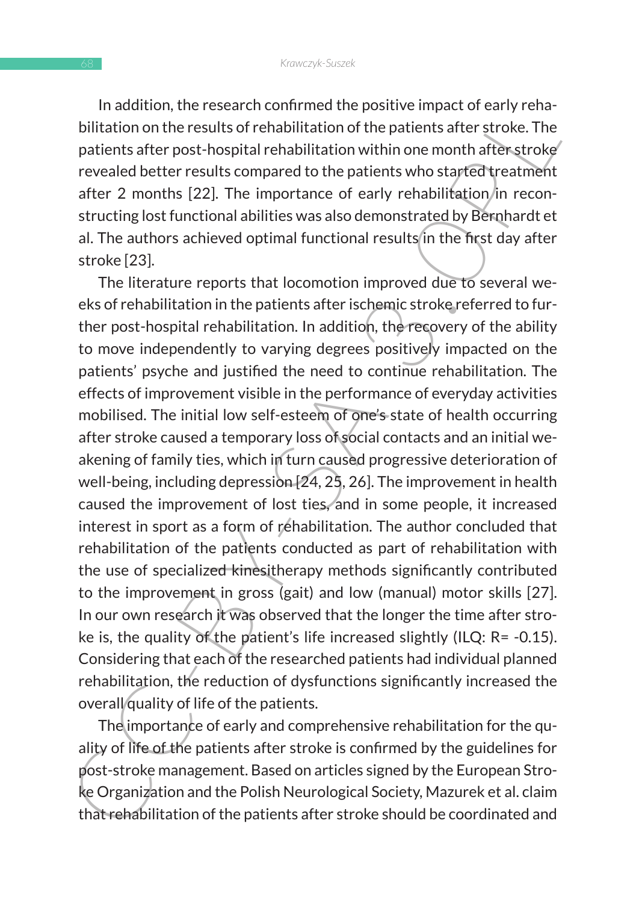In addition, the research confirmed the positive impact of early rehabilitation on the results of rehabilitation of the patients after stroke. The patients after post-hospital rehabilitation within one month after stroke revealed better results compared to the patients who started treatment after 2 months [22]. The importance of early rehabilitation in reconstructing lost functional abilities was also demonstrated by Bernhardt et al. The authors achieved optimal functional results in the first day after stroke [23].

The literature reports that locomotion improved due to several weeks of rehabilitation in the patients after ischemic stroke referred to further post-hospital rehabilitation. In addition, the recovery of the ability to move independently to varying degrees positively impacted on the patients' psyche and justified the need to continue rehabilitation. The effects of improvement visible in the performance of everyday activities mobilised. The initial low self-esteem of one's state of health occurring after stroke caused a temporary loss of social contacts and an initial weakening of family ties, which in turn caused progressive deterioration of well-being, including depression [24, 25, 26]. The improvement in health caused the improvement of lost ties, and in some people, it increased interest in sport as a form of rehabilitation. The author concluded that rehabilitation of the patients conducted as part of rehabilitation with the use of specialized kinesitherapy methods significantly contributed to the improvement in gross (gait) and low (manual) motor skills [27]. In our own research it was observed that the longer the time after stroke is, the quality of the patient's life increased slightly (ILQ: R= -0.15). Considering that each of the researched patients had individual planned rehabilitation, the reduction of dysfunctions significantly increased the overall quality of life of the patients.

The importance of early and comprehensive rehabilitation for the quality of life of the patients after stroke is confirmed by the guidelines for post-stroke management. Based on articles signed by the European Stroke Organization and the Polish Neurological Society, Mazurek et al. claim that rehabilitation of the patients after stroke should be coordinated and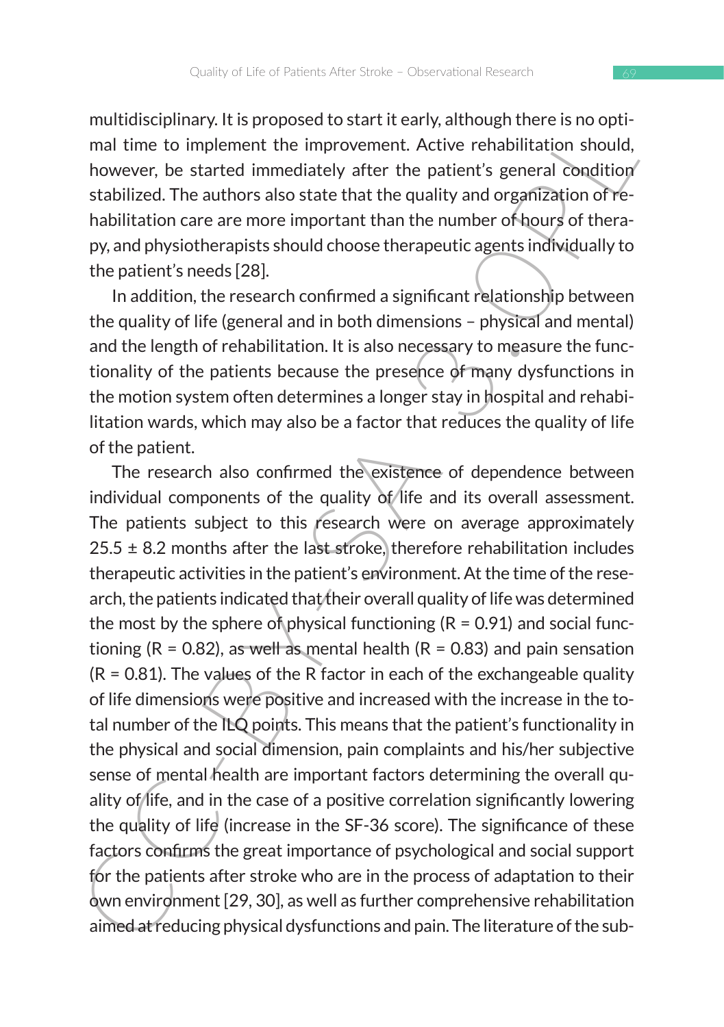multidisciplinary. It is proposed to start it early, although there is no optimal time to implement the improvement. Active rehabilitation should, however, be started immediately after the patient's general condition stabilized. The authors also state that the quality and organization of rehabilitation care are more important than the number of hours of therapy, and physiotherapists should choose therapeutic agents individually to the patient's needs [28].

In addition, the research confirmed a significant relationship between the quality of life (general and in both dimensions – physical and mental) and the length of rehabilitation. It is also necessary to measure the functionality of the patients because the presence of many dysfunctions in the motion system often determines a longer stay in hospital and rehabilitation wards, which may also be a factor that reduces the quality of life of the patient.

The research also confirmed the existence of dependence between individual components of the quality of life and its overall assessment. The patients subject to this research were on average approximately 25.5 ± 8.2 months after the last stroke, therefore rehabilitation includes therapeutic activities in the patient's environment. At the time of the research, the patients indicated that their overall quality of life was determined the most by the sphere of physical functioning ($R = 0.91$) and social functioning ($R = 0.82$), as well as mental health ($R = 0.83$) and pain sensation ($R = 0.81$). The values of the R factor in each of the exchangeable quality of life dimensions were positive and increased with the increase in the total number of the ILQ points. This means that the patient's functionality in the physical and social dimension, pain complaints and his/her subjective sense of mental health are important factors determining the overall quality of life, and in the case of a positive correlation significantly lowering the quality of life (increase in the SF-36 score). The significance of these factors confirms the great importance of psychological and social support for the patients after stroke who are in the process of adaptation to their own environment [29, 30], as well as further comprehensive rehabilitation aimed at reducing physical dysfunctions and pain. The literature of the sub-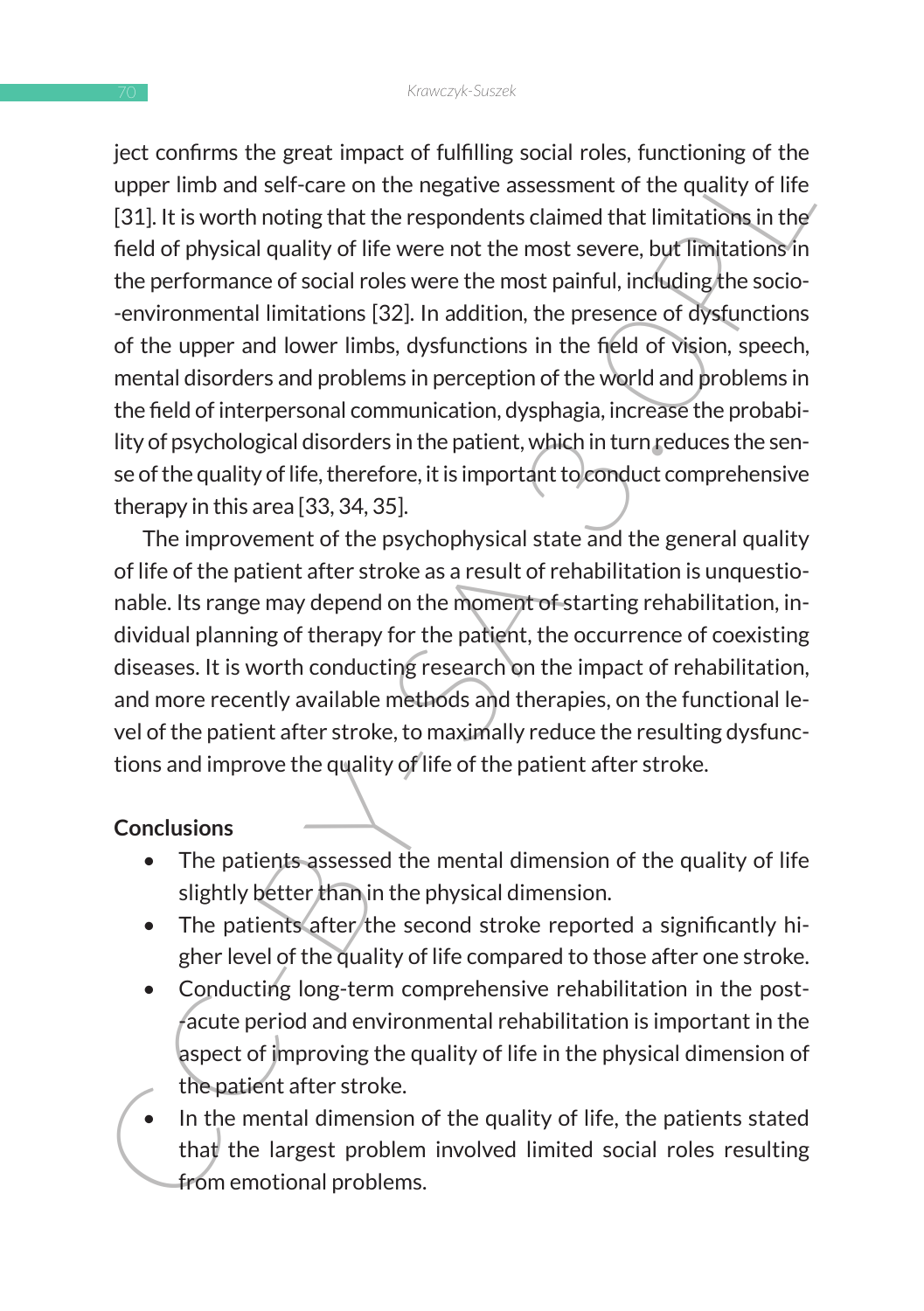ject confirms the great impact of fulfilling social roles, functioning of the upper limb and self-care on the negative assessment of the quality of life [31]. It is worth noting that the respondents claimed that limitations in the field of physical quality of life were not the most severe, but limitations in the performance of social roles were the most painful, including the socio-environmental limitations [32]. In addition, the presence of dysfunctions of the upper and lower limbs, dysfunctions in the field of vision, speech, mental disorders and problems in perception of the world and problems in the field of interpersonal communication, dysphagia, increase the probability of psychological disorders in the patient, which in turn reduces the sense of the quality of life, therefore, it is important to conduct comprehensive therapy in this area [33, 34, 35].

The improvement of the psychophysical state and the general quality of life of the patient after stroke as a result of rehabilitation is unquestionable. Its range may depend on the moment of starting rehabilitation, individual planning of therapy for the patient, the occurrence of coexisting diseases. It is worth conducting research on the impact of rehabilitation, and more recently available methods and therapies, on the functional level of the patient after stroke, to maximally reduce the resulting dysfunctions and improve the quality of life of the patient after stroke.

**Conclusions**

- The patients assessed the mental dimension of the quality of life slightly better than in the physical dimension.
- The patients after the second stroke reported a significantly higher level of the quality of life compared to those after one stroke.
- Conducting long-term comprehensive rehabilitation in the post-acute period and environmental rehabilitation is important in the aspect of improving the quality of life in the physical dimension of the patient after stroke.
- In the mental dimension of the quality of life, the patients stated that the largest problem involved limited social roles resulting from emotional problems.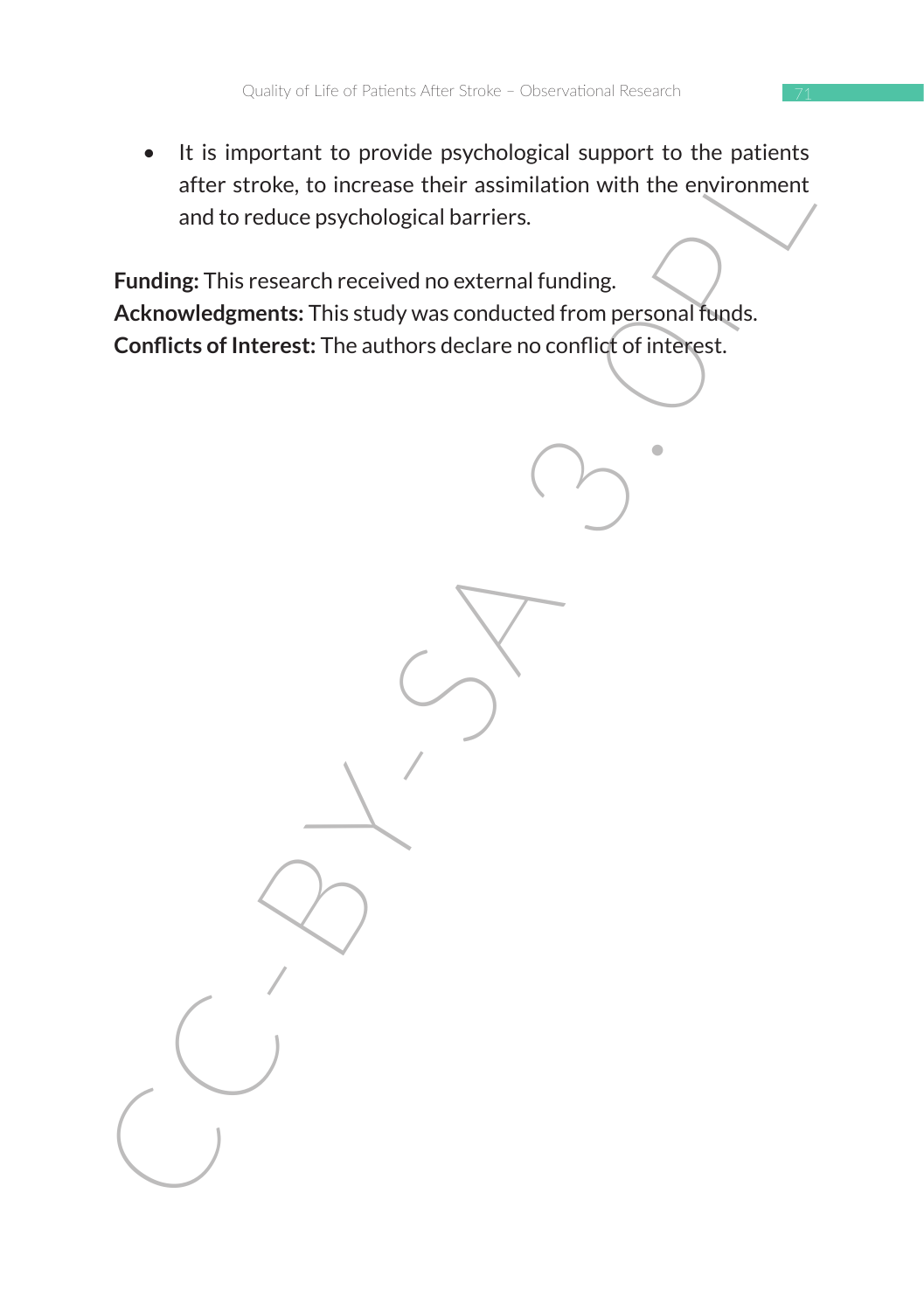- It is important to provide psychological support to the patients after stroke, to increase their assimilation with the environment and to reduce psychological barriers.

**Funding:** This research received no external funding.
**Acknowledgments:** This study was conducted from personal funds.
**Conflicts of Interest:** The authors declare no conflict of interest.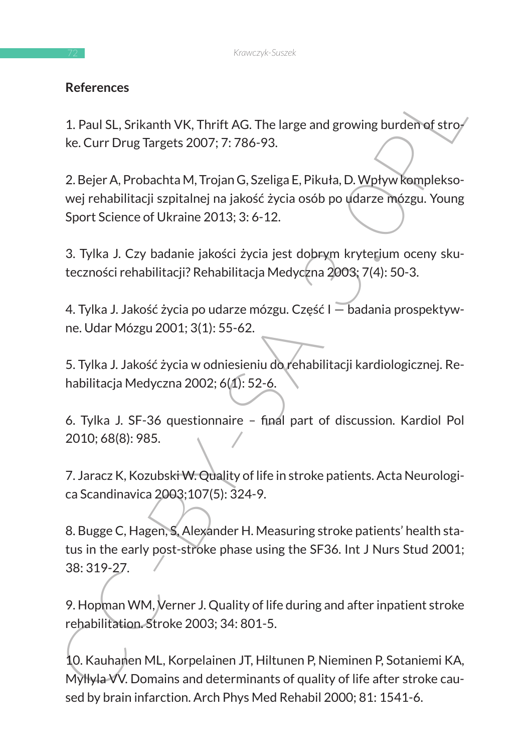**References**

1. Paul SL, Srikanth VK, Thrift AG. The large and growing burden of stroke. Curr Drug Targets 2007; 7: 786-93.

2. Bejer A, Probachta M, Trojan G, Szeliga E, Pikuła, D. Wpływ kompleksowej rehabilitacji szpitalnej na jakość życia osób po udarze mózgu. Young Sport Science of Ukraine 2013; 3: 6-12.

3. Tylka J. Czy badanie jakości życia jest dobrym kryterium oceny skuteczności rehabilitacji? Rehabilitacja Medyczna 2003; 7(4): 50-3.

4. Tylka J. Jakość życia po udarze mózgu. Część I — badania prospektywne. Udar Mózgu 2001; 3(1): 55-62.

5. Tylka J. Jakość życia w odniesieniu do rehabilitacji kardiologicznej. Rehabilitacja Medyczna 2002; 6(1): 52-6.

6. Tylka J. SF-36 questionnaire – final part of discussion. Kardiol Pol 2010; 68(8): 985.

7. Jaracz K, Kozubski W. Quality of life in stroke patients. Acta Neurologica Scandinavica 2003;107(5): 324-9.

8. Bugge C, Hagen, S, Alexander H. Measuring stroke patients' health status in the early post-stroke phase using the SF36. Int J Nurs Stud 2001; 38: 319-27.

9. Hopman WM, Verner J. Quality of life during and after inpatient stroke rehabilitation. Stroke 2003; 34: 801-5.

10. Kauhanen ML, Korpelainen JT, Hiltunen P, Nieminen P, Sotaniemi KA, Myllyla VV. Domains and determinants of quality of life after stroke caused by brain infarction. Arch Phys Med Rehabil 2000; 81: 1541-6.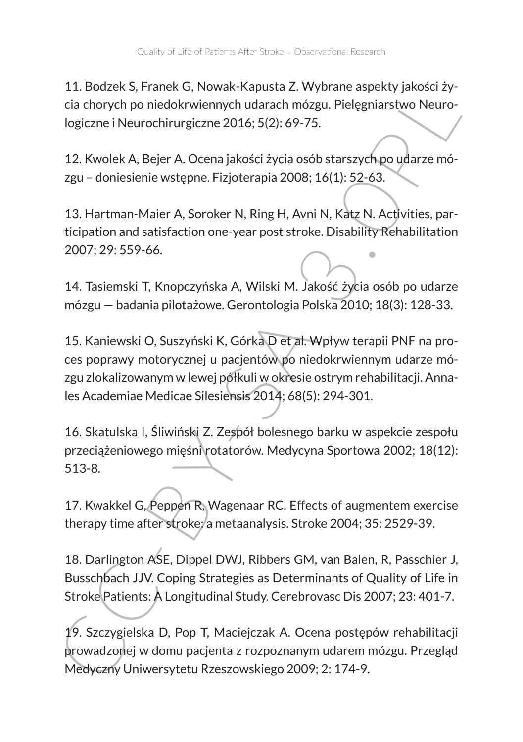11. Bodzek S, Franek G, Nowak-Kapusta Z. Wybrane aspekty jakości życia chorych po niedokrwiennych udarach mózgu. Pielęgniarstwo Neurologiczne i Neurochirurgiczne 2016; 5(2): 69-75.

12. Kwolek A, Bejer A. Ocena jakości życia osób starszych po udarze mózgu – doniesienie wstępne. Fizjoterapia 2008; 16(1): 52-63.

13. Hartman-Maier A, Soroker N, Ring H, Avni N, Katz N. Activities, participation and satisfaction one-year post stroke. Disability Rehabilitation 2007; 29: 559-66.

14. Tasiemski T, Knopczyńska A, Wilski M. Jakość życia osób po udarze mózgu — badania pilotażowe. Gerontologia Polska 2010; 18(3): 128-33.

15. Kaniewski O, Suszyński K, Górka D et al. Wpływ terapii PNF na proces poprawy motorycznej u pacjentów po niedokrwiennym udarze mózgu zlokalizowanym w lewej półkuli w okresie ostrym rehabilitacji. Annales Academiae Medicae Silesiensis 2014; 68(5): 294-301.

16. Skatulska I, Śliwiński Z. Zespół bolesnego barku w aspekcie zespołu przeciążeniowego mięśni rotatorów. Medycyna Sportowa 2002; 18(12): 513-8.

17. Kwakkel G, Peppen R, Wagenaar RC. Effects of augmentem exercise therapy time after stroke: a metaanalysis. Stroke 2004; 35: 2529-39.

18. Darlington ASE, Dippel DWJ, Ribbers GM, van Balen, R, Passchier J, Busschbach JJV. Coping Strategies as Determinants of Quality of Life in Stroke Patients: A Longitudinal Study. Cerebrovasc Dis 2007; 23: 401-7.

19. Szczygielska D, Pop T, Maciejczak A. Ocena postępów rehabilitacji prowadzonej w domu pacjenta z rozpoznanym udarem mózgu. Przegląd Medyczny Uniwersytetu Rzeszowskiego 2009; 2: 174-9.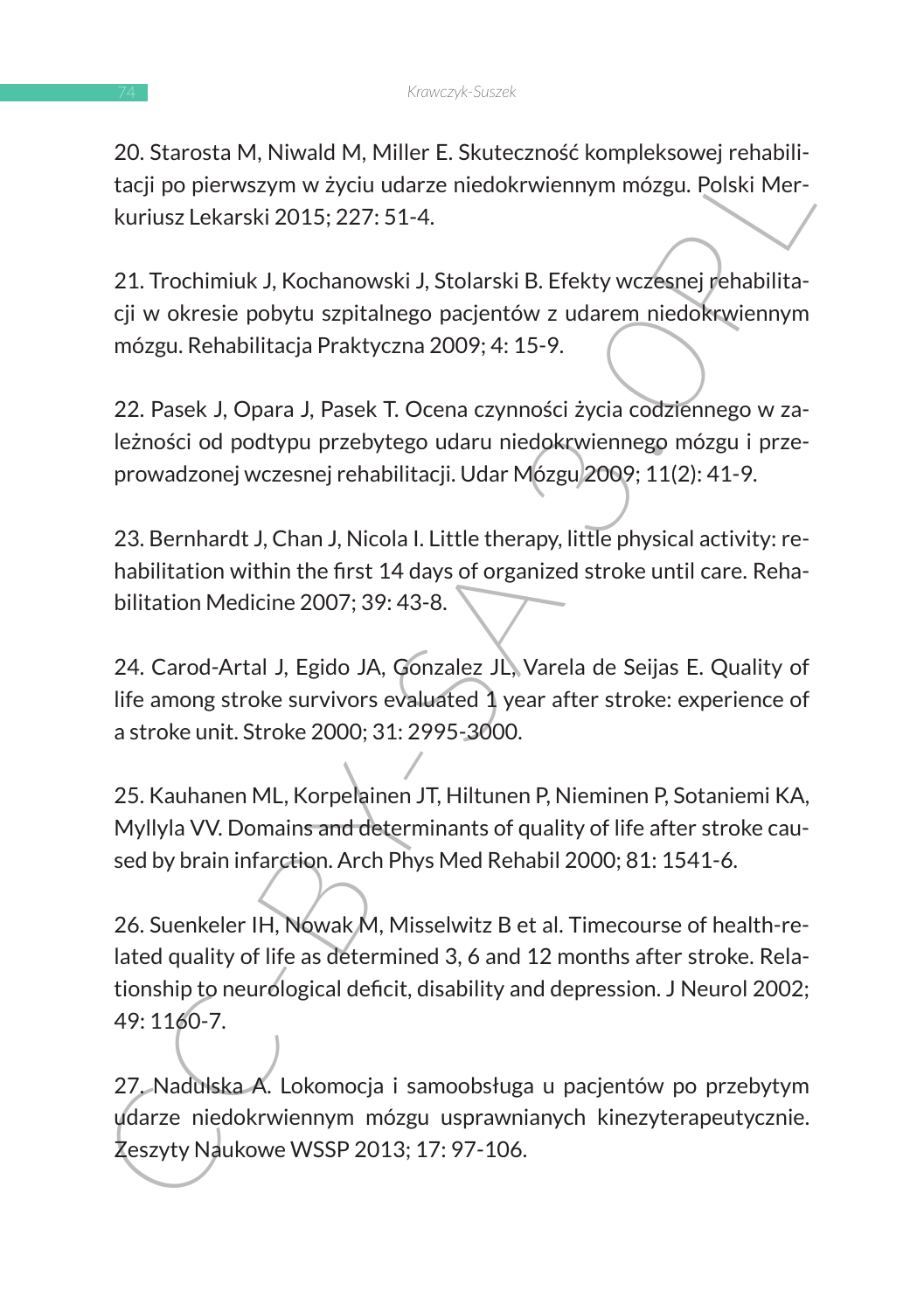20. Starosta M, Niwald M, Miller E. Skuteczność kompleksowej rehabilitacji po pierwszym w życiu udarze niedokrwiennym mózgu. Polski Merkuriusz Lekarski 2015; 227: 51-4.

21. Trochimiuk J, Kochanowski J, Stolarski B. Efekty wczesnej rehabilitacji w okresie pobytu szpitalnego pacjentów z udarem niedokrwiennym mózgu. Rehabilitacja Praktyczna 2009; 4: 15-9.

22. Pasek J, Opara J, Pasek T. Ocena czynności życia codziennego w zależności od podtypu przebytego udaru niedokrwiennego mózgu i przeprowadzonej wczesnej rehabilitacji. Udar Mózgu 2009; 11(2): 41-9.

23. Bernhardt J, Chan J, Nicola I. Little therapy, little physical activity: rehabilitation within the first 14 days of organized stroke until care. Rehabilitation Medicine 2007; 39: 43-8.

24. Carod-Artal J, Egido JA, Gonzalez JL, Varela de Seijas E. Quality of life among stroke survivors evaluated 1 year after stroke: experience of a stroke unit. Stroke 2000; 31: 2995-3000.

25. Kauhanen ML, Korpelainen JT, Hiltunen P, Nieminen P, Sotaniemi KA, Myllyla VV. Domains and determinants of quality of life after stroke caused by brain infarction. Arch Phys Med Rehabil 2000; 81: 1541-6.

26. Suenkeler IH, Nowak M, Misselwitz B et al. Timecourse of health-related quality of life as determined 3, 6 and 12 months after stroke. Relationship to neurological deficit, disability and depression. J Neurol 2002; 49: 1160-7.

27. Nadulska A. Lokomocja i samoobsługa u pacjentów po przebytym udarze niedokrwiennym mózgu usprawnianych kinezyterapeutycznie. Zeszyty Naukowe WSSP 2013; 17: 97-106.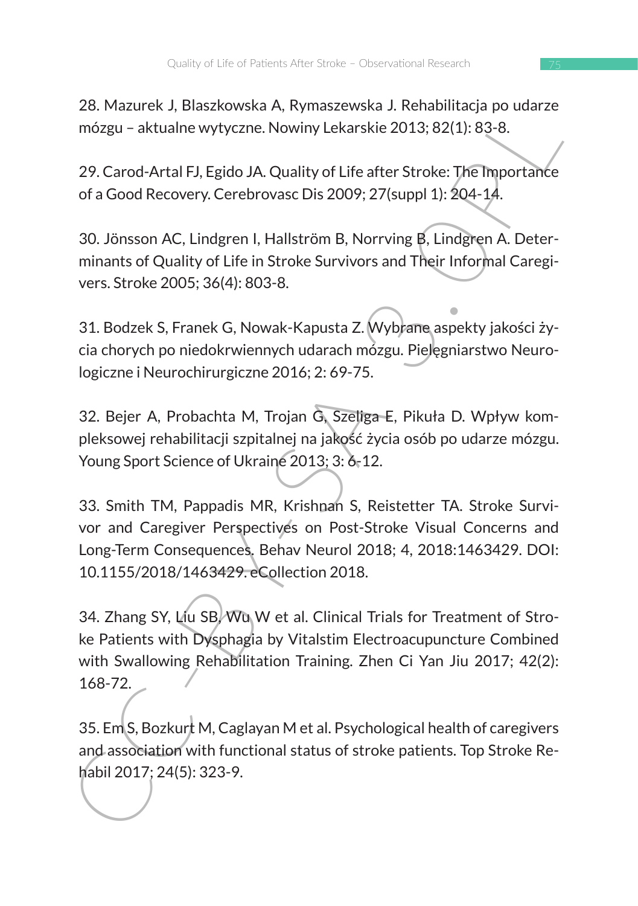28. Mazurek J, Blaszkowska A, Rymaszewska J. Rehabilitacja po udarze mózgu – aktualne wytyczne. Nowiny Lekarskie 2013; 82(1): 83-8.

29. Carod-Artal FJ, Egido JA. Quality of Life after Stroke: The Importance of a Good Recovery. Cerebrovasc Dis 2009; 27(suppl 1): 204-14.

30. Jönsson AC, Lindgren I, Hallström B, Norrving B, Lindgren A. Determinants of Quality of Life in Stroke Survivors and Their Informal Caregivers. Stroke 2005; 36(4): 803-8.

31. Bodzek S, Franek G, Nowak-Kapusta Z. Wybrane aspekty jakości życia chorych po niedokrwiennych udarach mózgu. Pielęgniarstwo Neurologiczne i Neurochirurgiczne 2016; 2: 69-75.

32. Bejer A, Probachta M, Trojan G, Szeliga E, Pikuła D. Wpływ kompleksowej rehabilitacji szpitalnej na jakość życia osób po udarze mózgu. Young Sport Science of Ukraine 2013; 3: 6-12.

33. Smith TM, Pappadis MR, Krishnan S, Reistetter TA. Stroke Survivor and Caregiver Perspectives on Post-Stroke Visual Concerns and Long-Term Consequences. Behav Neurol 2018; 4, 2018:1463429. DOI: 10.1155/2018/1463429. eCollection 2018.

34. Zhang SY, Liu SB, Wu W et al. Clinical Trials for Treatment of Stroke Patients with Dysphagia by Vitalstim Electroacupuncture Combined with Swallowing Rehabilitation Training. Zhen Ci Yan Jiu 2017; 42(2): 168-72.

35. Em S, Bozkurt M, Caglayan M et al. Psychological health of caregivers and association with functional status of stroke patients. Top Stroke Rehabil 2017; 24(5): 323-9.